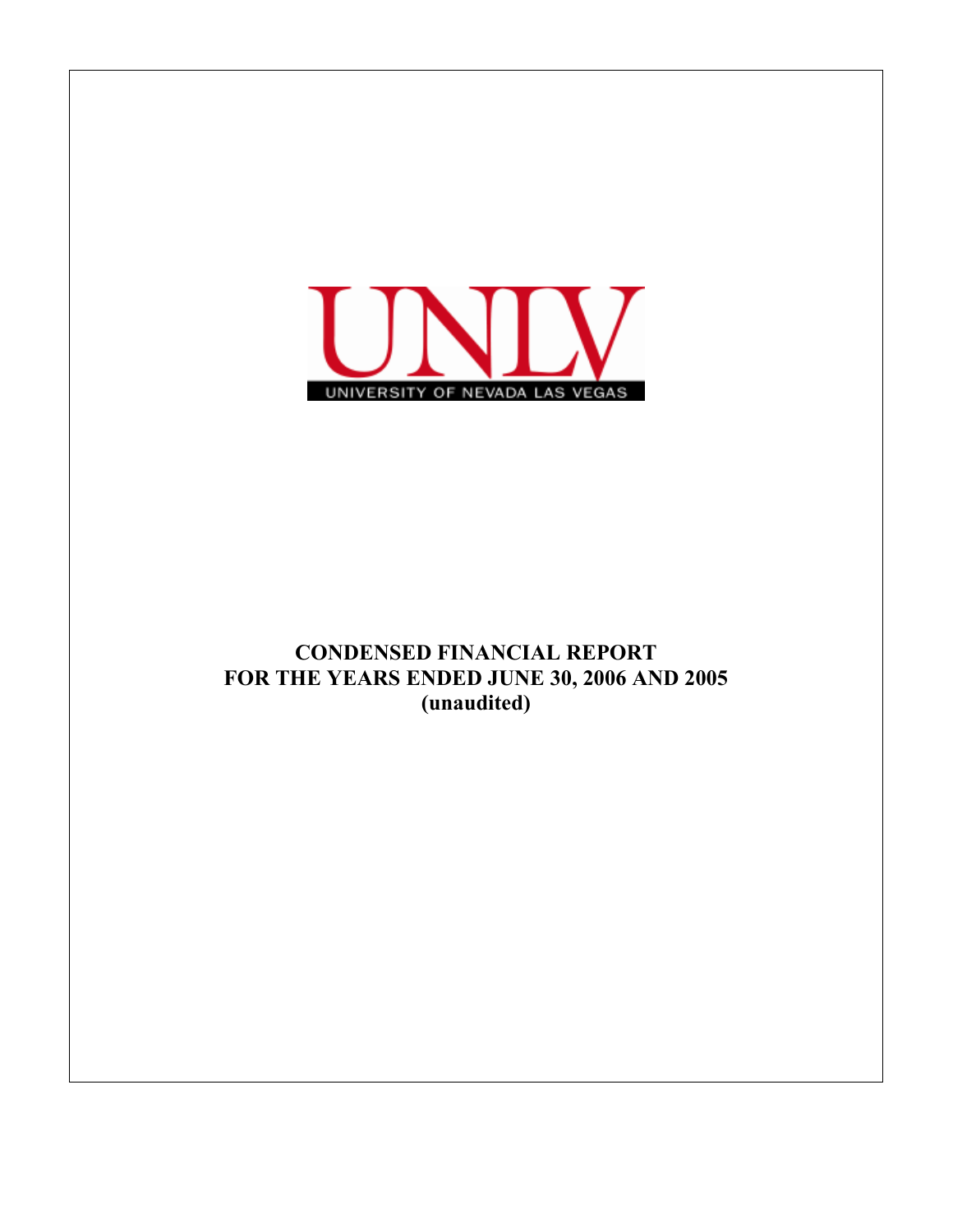UNLV

UNIVERSITY OF NEVADA LAS VEGAS

# CONDENSED FINANCIAL REPORT
# FOR THE YEARS ENDED JUNE 30, 2006 AND 2005
# (unaudited)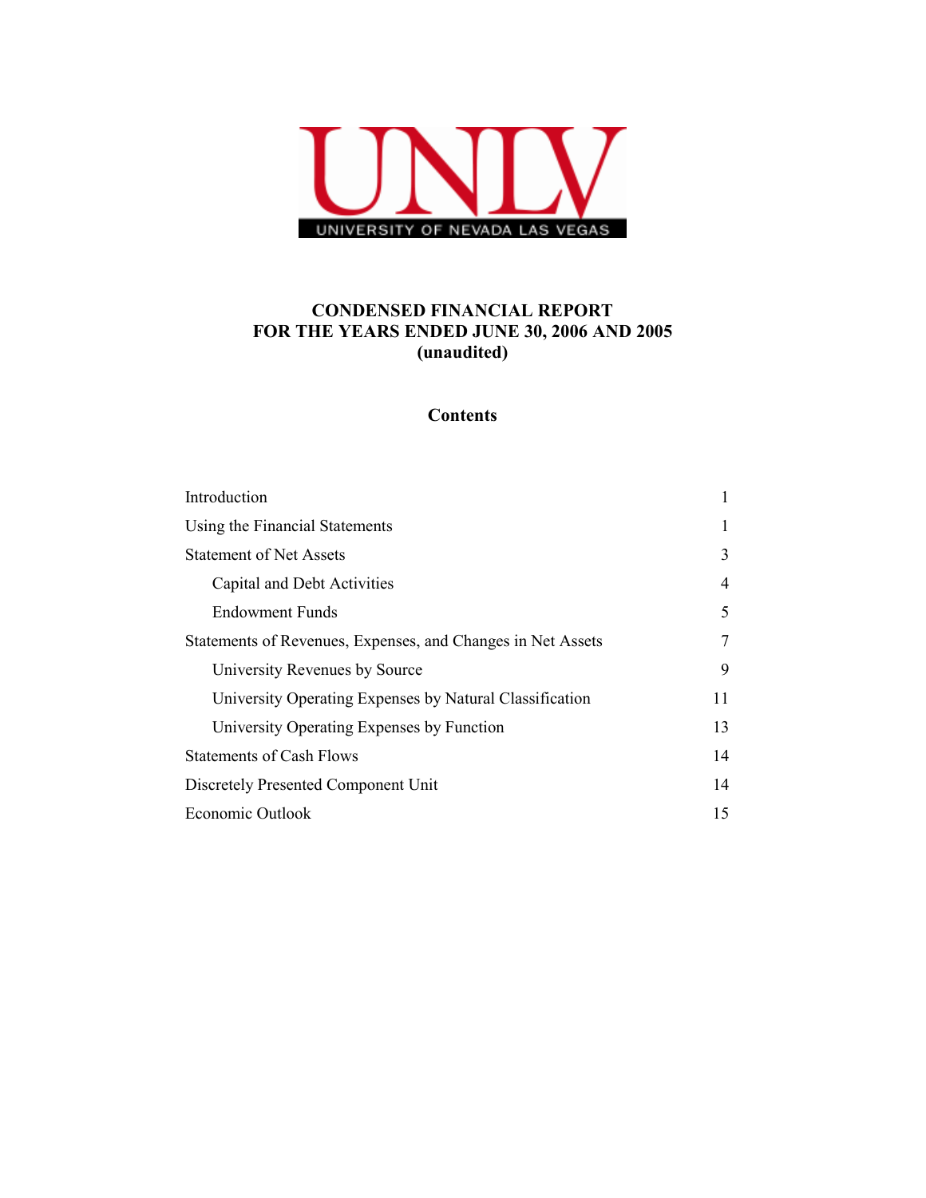UNLV

UNIVERSITY OF NEVADA LAS VEGAS

# CONDENSED FINANCIAL REPORT
# FOR THE YEARS ENDED JUNE 30, 2006 AND 2005
# (unaudited)

## Contents

| | |
|---|---|
| Introduction | 1 |
| Using the Financial Statements | 1 |
| Statement of Net Assets | 3 |
| Capital and Debt Activities | 4 |
| Endowment Funds | 5 |
| Statements of Revenues, Expenses, and Changes in Net Assets | 7 |
| University Revenues by Source | 9 |
| University Operating Expenses by Natural Classification | 11 |
| University Operating Expenses by Function | 13 |
| Statements of Cash Flows | 14 |
| Discretely Presented Component Unit | 14 |
| Economic Outlook | 15 |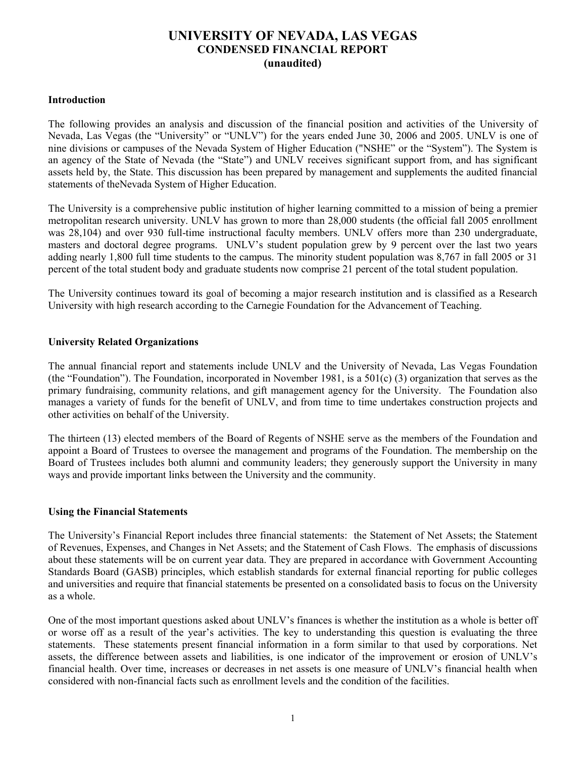# UNIVERSITY OF NEVADA, LAS VEGAS
## CONDENSED FINANCIAL REPORT
## (unaudited)

### Introduction

The following provides an analysis and discussion of the financial position and activities of the University of Nevada, Las Vegas (the "University" or "UNLV") for the years ended June 30, 2006 and 2005. UNLV is one of nine divisions or campuses of the Nevada System of Higher Education ("NSHE" or the "System"). The System is an agency of the State of Nevada (the "State") and UNLV receives significant support from, and has significant assets held by, the State. This discussion has been prepared by management and supplements the audited financial statements of theNevada System of Higher Education.

The University is a comprehensive public institution of higher learning committed to a mission of being a premier metropolitan research university. UNLV has grown to more than 28,000 students (the official fall 2005 enrollment was 28,104) and over 930 full-time instructional faculty members. UNLV offers more than 230 undergraduate, masters and doctoral degree programs. UNLV's student population grew by 9 percent over the last two years adding nearly 1,800 full time students to the campus. The minority student population was 8,767 in fall 2005 or 31 percent of the total student body and graduate students now comprise 21 percent of the total student population.

The University continues toward its goal of becoming a major research institution and is classified as a Research University with high research according to the Carnegie Foundation for the Advancement of Teaching.

### University Related Organizations

The annual financial report and statements include UNLV and the University of Nevada, Las Vegas Foundation (the "Foundation"). The Foundation, incorporated in November 1981, is a 501(c) (3) organization that serves as the primary fundraising, community relations, and gift management agency for the University. The Foundation also manages a variety of funds for the benefit of UNLV, and from time to time undertakes construction projects and other activities on behalf of the University.

The thirteen (13) elected members of the Board of Regents of NSHE serve as the members of the Foundation and appoint a Board of Trustees to oversee the management and programs of the Foundation. The membership on the Board of Trustees includes both alumni and community leaders; they generously support the University in many ways and provide important links between the University and the community.

### Using the Financial Statements

The University's Financial Report includes three financial statements: the Statement of Net Assets; the Statement of Revenues, Expenses, and Changes in Net Assets; and the Statement of Cash Flows. The emphasis of discussions about these statements will be on current year data. They are prepared in accordance with Government Accounting Standards Board (GASB) principles, which establish standards for external financial reporting for public colleges and universities and require that financial statements be presented on a consolidated basis to focus on the University as a whole.

One of the most important questions asked about UNLV's finances is whether the institution as a whole is better off or worse off as a result of the year's activities. The key to understanding this question is evaluating the three statements. These statements present financial information in a form similar to that used by corporations. Net assets, the difference between assets and liabilities, is one indicator of the improvement or erosion of UNLV's financial health. Over time, increases or decreases in net assets is one measure of UNLV's financial health when considered with non-financial facts such as enrollment levels and the condition of the facilities.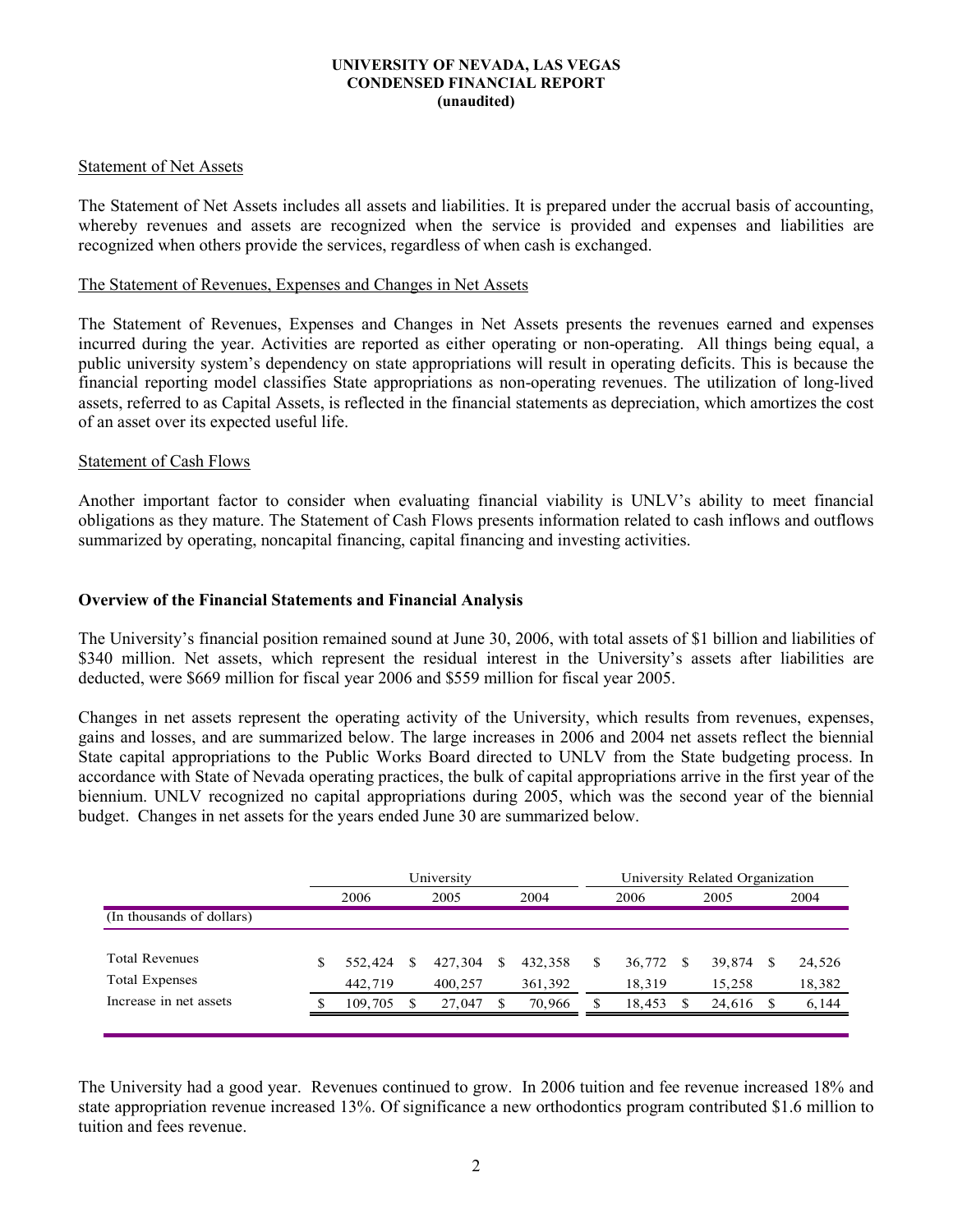**UNIVERSITY OF NEVADA, LAS VEGAS**
**CONDENSED FINANCIAL REPORT**
**(unaudited)**

Statement of Net Assets

The Statement of Net Assets includes all assets and liabilities. It is prepared under the accrual basis of accounting, whereby revenues and assets are recognized when the service is provided and expenses and liabilities are recognized when others provide the services, regardless of when cash is exchanged.

The Statement of Revenues, Expenses and Changes in Net Assets

The Statement of Revenues, Expenses and Changes in Net Assets presents the revenues earned and expenses incurred during the year. Activities are reported as either operating or non-operating. All things being equal, a public university system's dependency on state appropriations will result in operating deficits. This is because the financial reporting model classifies State appropriations as non-operating revenues. The utilization of long-lived assets, referred to as Capital Assets, is reflected in the financial statements as depreciation, which amortizes the cost of an asset over its expected useful life.

Statement of Cash Flows

Another important factor to consider when evaluating financial viability is UNLV's ability to meet financial obligations as they mature. The Statement of Cash Flows presents information related to cash inflows and outflows summarized by operating, noncapital financing, capital financing and investing activities.

**Overview of the Financial Statements and Financial Analysis**

The University's financial position remained sound at June 30, 2006, with total assets of $1 billion and liabilities of $340 million. Net assets, which represent the residual interest in the University's assets after liabilities are deducted, were $669 million for fiscal year 2006 and $559 million for fiscal year 2005.

Changes in net assets represent the operating activity of the University, which results from revenues, expenses, gains and losses, and are summarized below. The large increases in 2006 and 2004 net assets reflect the biennial State capital appropriations to the Public Works Board directed to UNLV from the State budgeting process. In accordance with State of Nevada operating practices, the bulk of capital appropriations arrive in the first year of the biennium. UNLV recognized no capital appropriations during 2005, which was the second year of the biennial budget. Changes in net assets for the years ended June 30 are summarized below.

| | University | | | University Related Organization | | |
|---|---|---|---|---|---|---|
| | 2006 | 2005 | 2004 | 2006 | 2005 | 2004 |
| (In thousands of dollars) | | | | | | |
| Total Revenues | $ 552,424 | $ 427,304 | $ 432,358 | $ 36,772 | $ 39,874 | $ 24,526 |
| Total Expenses | 442,719 | 400,257 | 361,392 | 18,319 | 15,258 | 18,382 |
| Increase in net assets | $ 109,705 | $ 27,047 | $ 70,966 | $ 18,453 | $ 24,616 | $ 6,144 |

The University had a good year. Revenues continued to grow. In 2006 tuition and fee revenue increased 18% and state appropriation revenue increased 13%. Of significance a new orthodontics program contributed $1.6 million to tuition and fees revenue.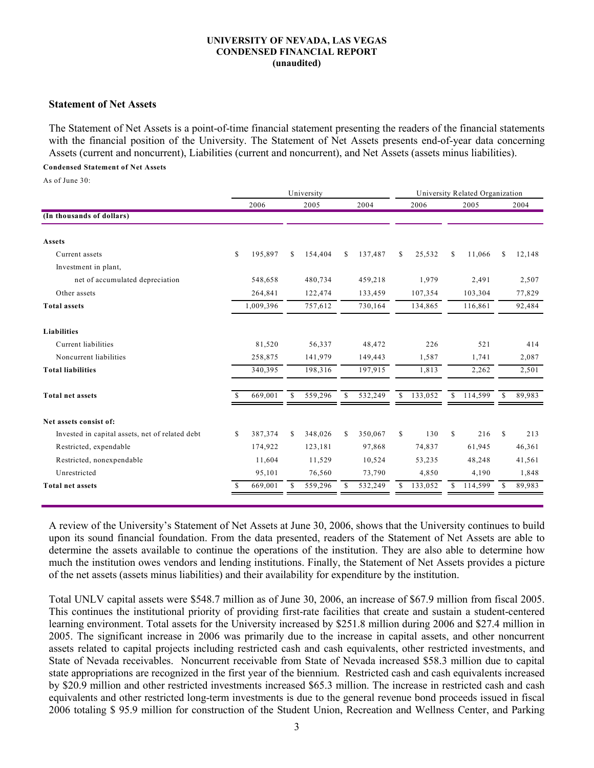### UNIVERSITY OF NEVADA, LAS VEGAS
### CONDENSED FINANCIAL REPORT
### (unaudited)

## Statement of Net Assets

The Statement of Net Assets is a point-of-time financial statement presenting the readers of the financial statements with the financial position of the University. The Statement of Net Assets presents end-of-year data concerning Assets (current and noncurrent), Liabilities (current and noncurrent), and Net Assets (assets minus liabilities).

**Condensed Statement of Net Assets**

As of June 30:

| | University | | | University Related Organization | | |
|---|---|---|---|---|---|---|
| | 2006 | 2005 | 2004 | 2006 | 2005 | 2004 |
| **(In thousands of dollars)** | | | | | | |
| **Assets** | | | | | | |
| Current assets | $ 195,897 | $ 154,404 | $ 137,487 | $ 25,532 | $ 11,066 | $ 12,148 |
| Investment in plant, net of accumulated depreciation | 548,658 | 480,734 | 459,218 | 1,979 | 2,491 | 2,507 |
| Other assets | 264,841 | 122,474 | 133,459 | 107,354 | 103,304 | 77,829 |
| **Total assets** | 1,009,396 | 757,612 | 730,164 | 134,865 | 116,861 | 92,484 |
| **Liabilities** | | | | | | |
| Current liabilities | 81,520 | 56,337 | 48,472 | 226 | 521 | 414 |
| Noncurrent liabilities | 258,875 | 141,979 | 149,443 | 1,587 | 1,741 | 2,087 |
| **Total liabilities** | 340,395 | 198,316 | 197,915 | 1,813 | 2,262 | 2,501 |
| **Total net assets** | $ 669,001 | $ 559,296 | $ 532,249 | $ 133,052 | $ 114,599 | $ 89,983 |
| **Net assets consist of:** | | | | | | |
| Invested in capital assets, net of related debt | $ 387,374 | $ 348,026 | $ 350,067 | $ 130 | $ 216 | $ 213 |
| Restricted, expendable | 174,922 | 123,181 | 97,868 | 74,837 | 61,945 | 46,361 |
| Restricted, nonexpendable | 11,604 | 11,529 | 10,524 | 53,235 | 48,248 | 41,561 |
| Unrestricted | 95,101 | 76,560 | 73,790 | 4,850 | 4,190 | 1,848 |
| **Total net assets** | $ 669,001 | $ 559,296 | $ 532,249 | $ 133,052 | $ 114,599 | $ 89,983 |

A review of the University's Statement of Net Assets at June 30, 2006, shows that the University continues to build upon its sound financial foundation. From the data presented, readers of the Statement of Net Assets are able to determine the assets available to continue the operations of the institution. They are also able to determine how much the institution owes vendors and lending institutions. Finally, the Statement of Net Assets provides a picture of the net assets (assets minus liabilities) and their availability for expenditure by the institution.

Total UNLV capital assets were $548.7 million as of June 30, 2006, an increase of $67.9 million from fiscal 2005. This continues the institutional priority of providing first-rate facilities that create and sustain a student-centered learning environment. Total assets for the University increased by $251.8 million during 2006 and $27.4 million in 2005. The significant increase in 2006 was primarily due to the increase in capital assets, and other noncurrent assets related to capital projects including restricted cash and cash equivalents, other restricted investments, and State of Nevada receivables. Noncurrent receivable from State of Nevada increased $58.3 million due to capital state appropriations are recognized in the first year of the biennium. Restricted cash and cash equivalents increased by $20.9 million and other restricted investments increased $65.3 million. The increase in restricted cash and cash equivalents and other restricted long-term investments is due to the general revenue bond proceeds issued in fiscal 2006 totaling $ 95.9 million for construction of the Student Union, Recreation and Wellness Center, and Parking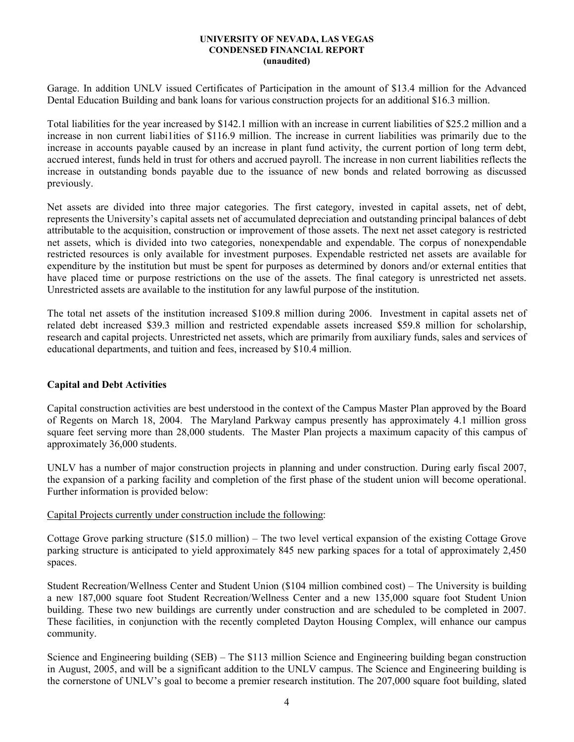Garage. In addition UNLV issued Certificates of Participation in the amount of $13.4 million for the Advanced Dental Education Building and bank loans for various construction projects for an additional $16.3 million.

Total liabilities for the year increased by $142.1 million with an increase in current liabilities of $25.2 million and a increase in non current liabi1ities of $116.9 million. The increase in current liabilities was primarily due to the increase in accounts payable caused by an increase in plant fund activity, the current portion of long term debt, accrued interest, funds held in trust for others and accrued payroll. The increase in non current liabilities reflects the increase in outstanding bonds payable due to the issuance of new bonds and related borrowing as discussed previously.

Net assets are divided into three major categories. The first category, invested in capital assets, net of debt, represents the University's capital assets net of accumulated depreciation and outstanding principal balances of debt attributable to the acquisition, construction or improvement of those assets. The next net asset category is restricted net assets, which is divided into two categories, nonexpendable and expendable. The corpus of nonexpendable restricted resources is only available for investment purposes. Expendable restricted net assets are available for expenditure by the institution but must be spent for purposes as determined by donors and/or external entities that have placed time or purpose restrictions on the use of the assets. The final category is unrestricted net assets. Unrestricted assets are available to the institution for any lawful purpose of the institution.

The total net assets of the institution increased $109.8 million during 2006. Investment in capital assets net of related debt increased $39.3 million and restricted expendable assets increased $59.8 million for scholarship, research and capital projects. Unrestricted net assets, which are primarily from auxiliary funds, sales and services of educational departments, and tuition and fees, increased by $10.4 million.

## Capital and Debt Activities

Capital construction activities are best understood in the context of the Campus Master Plan approved by the Board of Regents on March 18, 2004. The Maryland Parkway campus presently has approximately 4.1 million gross square feet serving more than 28,000 students. The Master Plan projects a maximum capacity of this campus of approximately 36,000 students.

UNLV has a number of major construction projects in planning and under construction. During early fiscal 2007, the expansion of a parking facility and completion of the first phase of the student union will become operational. Further information is provided below:

Capital Projects currently under construction include the following:

Cottage Grove parking structure ($15.0 million) – The two level vertical expansion of the existing Cottage Grove parking structure is anticipated to yield approximately 845 new parking spaces for a total of approximately 2,450 spaces.

Student Recreation/Wellness Center and Student Union ($104 million combined cost) – The University is building a new 187,000 square foot Student Recreation/Wellness Center and a new 135,000 square foot Student Union building. These two new buildings are currently under construction and are scheduled to be completed in 2007. These facilities, in conjunction with the recently completed Dayton Housing Complex, will enhance our campus community.

Science and Engineering building (SEB) – The $113 million Science and Engineering building began construction in August, 2005, and will be a significant addition to the UNLV campus. The Science and Engineering building is the cornerstone of UNLV's goal to become a premier research institution. The 207,000 square foot building, slated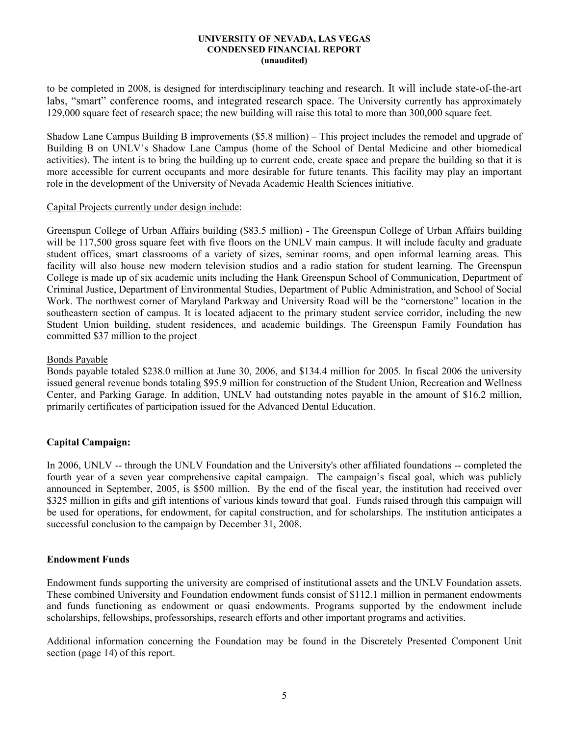to be completed in 2008, is designed for interdisciplinary teaching and research. It will include state-of-the-art labs, "smart" conference rooms, and integrated research space. The University currently has approximately 129,000 square feet of research space; the new building will raise this total to more than 300,000 square feet.

Shadow Lane Campus Building B improvements ($5.8 million) – This project includes the remodel and upgrade of Building B on UNLV's Shadow Lane Campus (home of the School of Dental Medicine and other biomedical activities). The intent is to bring the building up to current code, create space and prepare the building so that it is more accessible for current occupants and more desirable for future tenants. This facility may play an important role in the development of the University of Nevada Academic Health Sciences initiative.

Capital Projects currently under design include:

Greenspun College of Urban Affairs building ($83.5 million) - The Greenspun College of Urban Affairs building will be 117,500 gross square feet with five floors on the UNLV main campus. It will include faculty and graduate student offices, smart classrooms of a variety of sizes, seminar rooms, and open informal learning areas. This facility will also house new modern television studios and a radio station for student learning. The Greenspun College is made up of six academic units including the Hank Greenspun School of Communication, Department of Criminal Justice, Department of Environmental Studies, Department of Public Administration, and School of Social Work. The northwest corner of Maryland Parkway and University Road will be the "cornerstone" location in the southeastern section of campus. It is located adjacent to the primary student service corridor, including the new Student Union building, student residences, and academic buildings. The Greenspun Family Foundation has committed $37 million to the project

Bonds Payable

Bonds payable totaled $238.0 million at June 30, 2006, and $134.4 million for 2005. In fiscal 2006 the university issued general revenue bonds totaling $95.9 million for construction of the Student Union, Recreation and Wellness Center, and Parking Garage. In addition, UNLV had outstanding notes payable in the amount of $16.2 million, primarily certificates of participation issued for the Advanced Dental Education.

**Capital Campaign:**

In 2006, UNLV -- through the UNLV Foundation and the University's other affiliated foundations -- completed the fourth year of a seven year comprehensive capital campaign. The campaign's fiscal goal, which was publicly announced in September, 2005, is $500 million. By the end of the fiscal year, the institution had received over $325 million in gifts and gift intentions of various kinds toward that goal. Funds raised through this campaign will be used for operations, for endowment, for capital construction, and for scholarships. The institution anticipates a successful conclusion to the campaign by December 31, 2008.

**Endowment Funds**

Endowment funds supporting the university are comprised of institutional assets and the UNLV Foundation assets. These combined University and Foundation endowment funds consist of $112.1 million in permanent endowments and funds functioning as endowment or quasi endowments. Programs supported by the endowment include scholarships, fellowships, professorships, research efforts and other important programs and activities.

Additional information concerning the Foundation may be found in the Discretely Presented Component Unit section (page 14) of this report.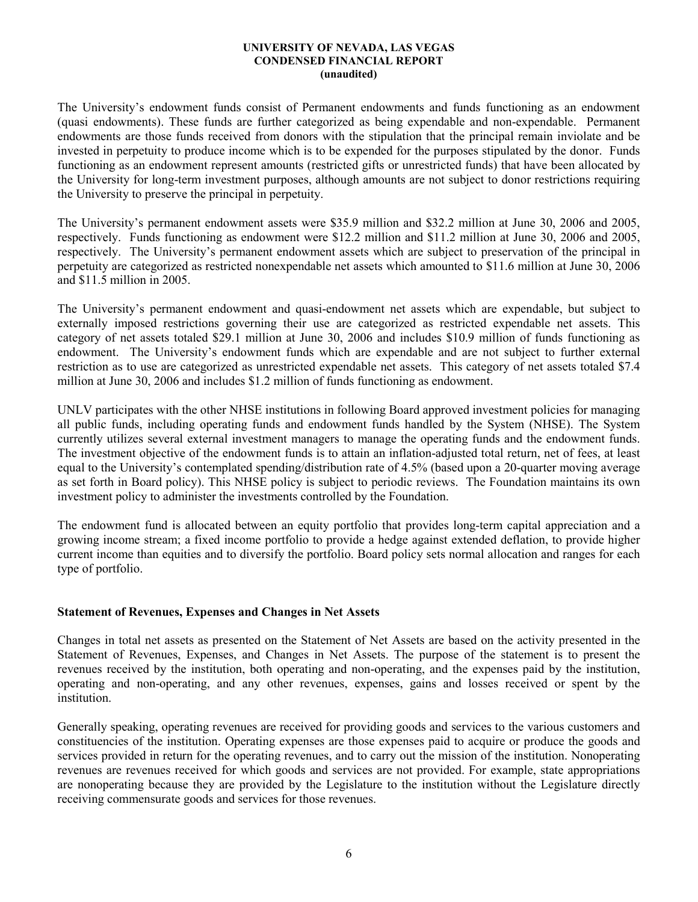The University's endowment funds consist of Permanent endowments and funds functioning as an endowment (quasi endowments). These funds are further categorized as being expendable and non-expendable. Permanent endowments are those funds received from donors with the stipulation that the principal remain inviolate and be invested in perpetuity to produce income which is to be expended for the purposes stipulated by the donor. Funds functioning as an endowment represent amounts (restricted gifts or unrestricted funds) that have been allocated by the University for long-term investment purposes, although amounts are not subject to donor restrictions requiring the University to preserve the principal in perpetuity.

The University's permanent endowment assets were $35.9 million and $32.2 million at June 30, 2006 and 2005, respectively. Funds functioning as endowment were $12.2 million and $11.2 million at June 30, 2006 and 2005, respectively. The University's permanent endowment assets which are subject to preservation of the principal in perpetuity are categorized as restricted nonexpendable net assets which amounted to $11.6 million at June 30, 2006 and $11.5 million in 2005.

The University's permanent endowment and quasi-endowment net assets which are expendable, but subject to externally imposed restrictions governing their use are categorized as restricted expendable net assets. This category of net assets totaled $29.1 million at June 30, 2006 and includes $10.9 million of funds functioning as endowment. The University's endowment funds which are expendable and are not subject to further external restriction as to use are categorized as unrestricted expendable net assets. This category of net assets totaled $7.4 million at June 30, 2006 and includes $1.2 million of funds functioning as endowment.

UNLV participates with the other NHSE institutions in following Board approved investment policies for managing all public funds, including operating funds and endowment funds handled by the System (NHSE). The System currently utilizes several external investment managers to manage the operating funds and the endowment funds. The investment objective of the endowment funds is to attain an inflation-adjusted total return, net of fees, at least equal to the University's contemplated spending/distribution rate of 4.5% (based upon a 20-quarter moving average as set forth in Board policy). This NHSE policy is subject to periodic reviews. The Foundation maintains its own investment policy to administer the investments controlled by the Foundation.

The endowment fund is allocated between an equity portfolio that provides long-term capital appreciation and a growing income stream; a fixed income portfolio to provide a hedge against extended deflation, to provide higher current income than equities and to diversify the portfolio. Board policy sets normal allocation and ranges for each type of portfolio.

**Statement of Revenues, Expenses and Changes in Net Assets**

Changes in total net assets as presented on the Statement of Net Assets are based on the activity presented in the Statement of Revenues, Expenses, and Changes in Net Assets. The purpose of the statement is to present the revenues received by the institution, both operating and non-operating, and the expenses paid by the institution, operating and non-operating, and any other revenues, expenses, gains and losses received or spent by the institution.

Generally speaking, operating revenues are received for providing goods and services to the various customers and constituencies of the institution. Operating expenses are those expenses paid to acquire or produce the goods and services provided in return for the operating revenues, and to carry out the mission of the institution. Nonoperating revenues are revenues received for which goods and services are not provided. For example, state appropriations are nonoperating because they are provided by the Legislature to the institution without the Legislature directly receiving commensurate goods and services for those revenues.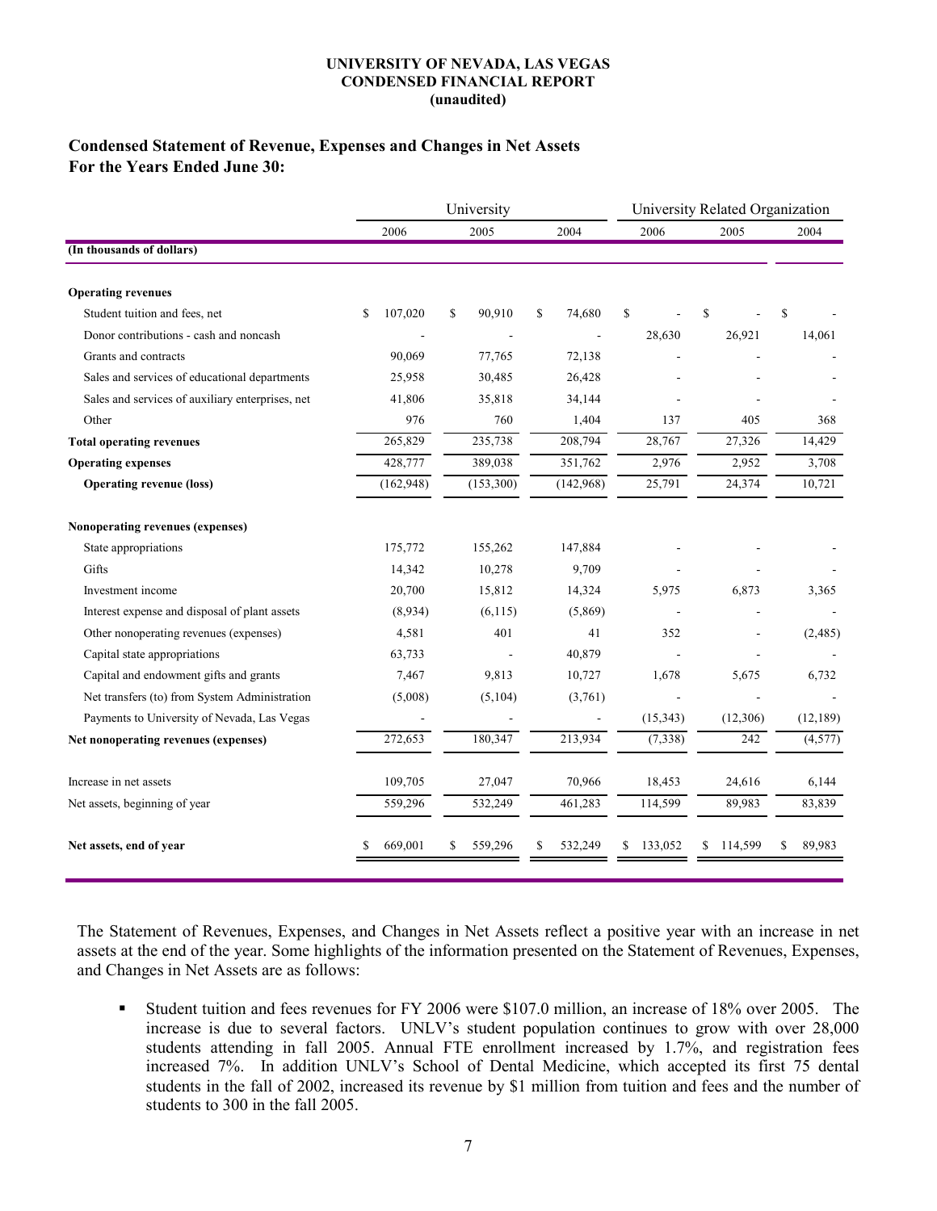**UNIVERSITY OF NEVADA, LAS VEGAS**
**CONDENSED FINANCIAL REPORT**
**(unaudited)**

## Condensed Statement of Revenue, Expenses and Changes in Net Assets For the Years Ended June 30:

| | University | | | University Related Organization | | |
|---|---|---|---|---|---|---|
| | 2006 | 2005 | 2004 | 2006 | 2005 | 2004 |
| **(In thousands of dollars)** | | | | | | |
| **Operating revenues** | | | | | | |
| Student tuition and fees, net | $ 107,020 | $ 90,910 | $ 74,680 | $ - | $ - | $ - |
| Donor contributions - cash and noncash | - | - | - | 28,630 | 26,921 | 14,061 |
| Grants and contracts | 90,069 | 77,765 | 72,138 | - | - | - |
| Sales and services of educational departments | 25,958 | 30,485 | 26,428 | - | - | - |
| Sales and services of auxiliary enterprises, net | 41,806 | 35,818 | 34,144 | - | - | - |
| Other | 976 | 760 | 1,404 | 137 | 405 | 368 |
| **Total operating revenues** | 265,829 | 235,738 | 208,794 | 28,767 | 27,326 | 14,429 |
| **Operating expenses** | 428,777 | 389,038 | 351,762 | 2,976 | 2,952 | 3,708 |
| **Operating revenue (loss)** | (162,948) | (153,300) | (142,968) | 25,791 | 24,374 | 10,721 |
| **Nonoperating revenues (expenses)** | | | | | | |
| State appropriations | 175,772 | 155,262 | 147,884 | - | - | - |
| Gifts | 14,342 | 10,278 | 9,709 | - | - | - |
| Investment income | 20,700 | 15,812 | 14,324 | 5,975 | 6,873 | 3,365 |
| Interest expense and disposal of plant assets | (8,934) | (6,115) | (5,869) | - | - | - |
| Other nonoperating revenues (expenses) | 4,581 | 401 | 41 | 352 | - | (2,485) |
| Capital state appropriations | 63,733 | - | 40,879 | - | - | - |
| Capital and endowment gifts and grants | 7,467 | 9,813 | 10,727 | 1,678 | 5,675 | 6,732 |
| Net transfers (to) from System Administration | (5,008) | (5,104) | (3,761) | - | - | - |
| Payments to University of Nevada, Las Vegas | - | - | - | (15,343) | (12,306) | (12,189) |
| **Net nonoperating revenues (expenses)** | 272,653 | 180,347 | 213,934 | (7,338) | 242 | (4,577) |
| Increase in net assets | 109,705 | 27,047 | 70,966 | 18,453 | 24,616 | 6,144 |
| Net assets, beginning of year | 559,296 | 532,249 | 461,283 | 114,599 | 89,983 | 83,839 |
| **Net assets, end of year** | $ 669,001 | $ 559,296 | $ 532,249 | $ 133,052 | $ 114,599 | $ 89,983 |

The Statement of Revenues, Expenses, and Changes in Net Assets reflect a positive year with an increase in net assets at the end of the year. Some highlights of the information presented on the Statement of Revenues, Expenses, and Changes in Net Assets are as follows:

- Student tuition and fees revenues for FY 2006 were $107.0 million, an increase of 18% over 2005. The increase is due to several factors. UNLV's student population continues to grow with over 28,000 students attending in fall 2005. Annual FTE enrollment increased by 1.7%, and registration fees increased 7%. In addition UNLV's School of Dental Medicine, which accepted its first 75 dental students in the fall of 2002, increased its revenue by $1 million from tuition and fees and the number of students to 300 in the fall 2005.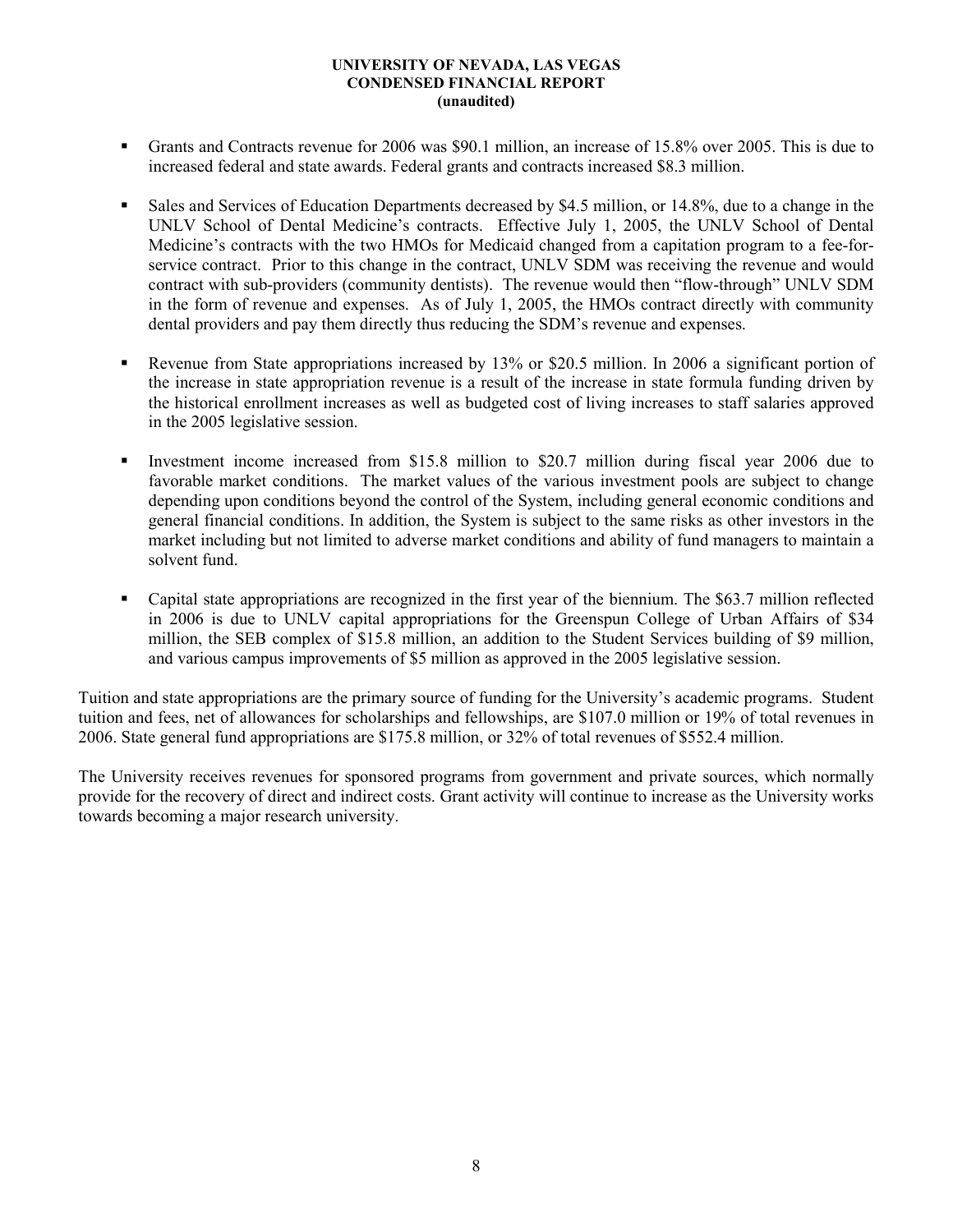- Grants and Contracts revenue for 2006 was $90.1 million, an increase of 15.8% over 2005. This is due to increased federal and state awards. Federal grants and contracts increased $8.3 million.

- Sales and Services of Education Departments decreased by $4.5 million, or 14.8%, due to a change in the UNLV School of Dental Medicine's contracts. Effective July 1, 2005, the UNLV School of Dental Medicine's contracts with the two HMOs for Medicaid changed from a capitation program to a fee-for-service contract. Prior to this change in the contract, UNLV SDM was receiving the revenue and would contract with sub-providers (community dentists). The revenue would then "flow-through" UNLV SDM in the form of revenue and expenses. As of July 1, 2005, the HMOs contract directly with community dental providers and pay them directly thus reducing the SDM's revenue and expenses.

- Revenue from State appropriations increased by 13% or $20.5 million. In 2006 a significant portion of the increase in state appropriation revenue is a result of the increase in state formula funding driven by the historical enrollment increases as well as budgeted cost of living increases to staff salaries approved in the 2005 legislative session.

- Investment income increased from $15.8 million to $20.7 million during fiscal year 2006 due to favorable market conditions. The market values of the various investment pools are subject to change depending upon conditions beyond the control of the System, including general economic conditions and general financial conditions. In addition, the System is subject to the same risks as other investors in the market including but not limited to adverse market conditions and ability of fund managers to maintain a solvent fund.

- Capital state appropriations are recognized in the first year of the biennium. The $63.7 million reflected in 2006 is due to UNLV capital appropriations for the Greenspun College of Urban Affairs of $34 million, the SEB complex of $15.8 million, an addition to the Student Services building of $9 million, and various campus improvements of $5 million as approved in the 2005 legislative session.

Tuition and state appropriations are the primary source of funding for the University's academic programs. Student tuition and fees, net of allowances for scholarships and fellowships, are $107.0 million or 19% of total revenues in 2006. State general fund appropriations are $175.8 million, or 32% of total revenues of $552.4 million.

The University receives revenues for sponsored programs from government and private sources, which normally provide for the recovery of direct and indirect costs. Grant activity will continue to increase as the University works towards becoming a major research university.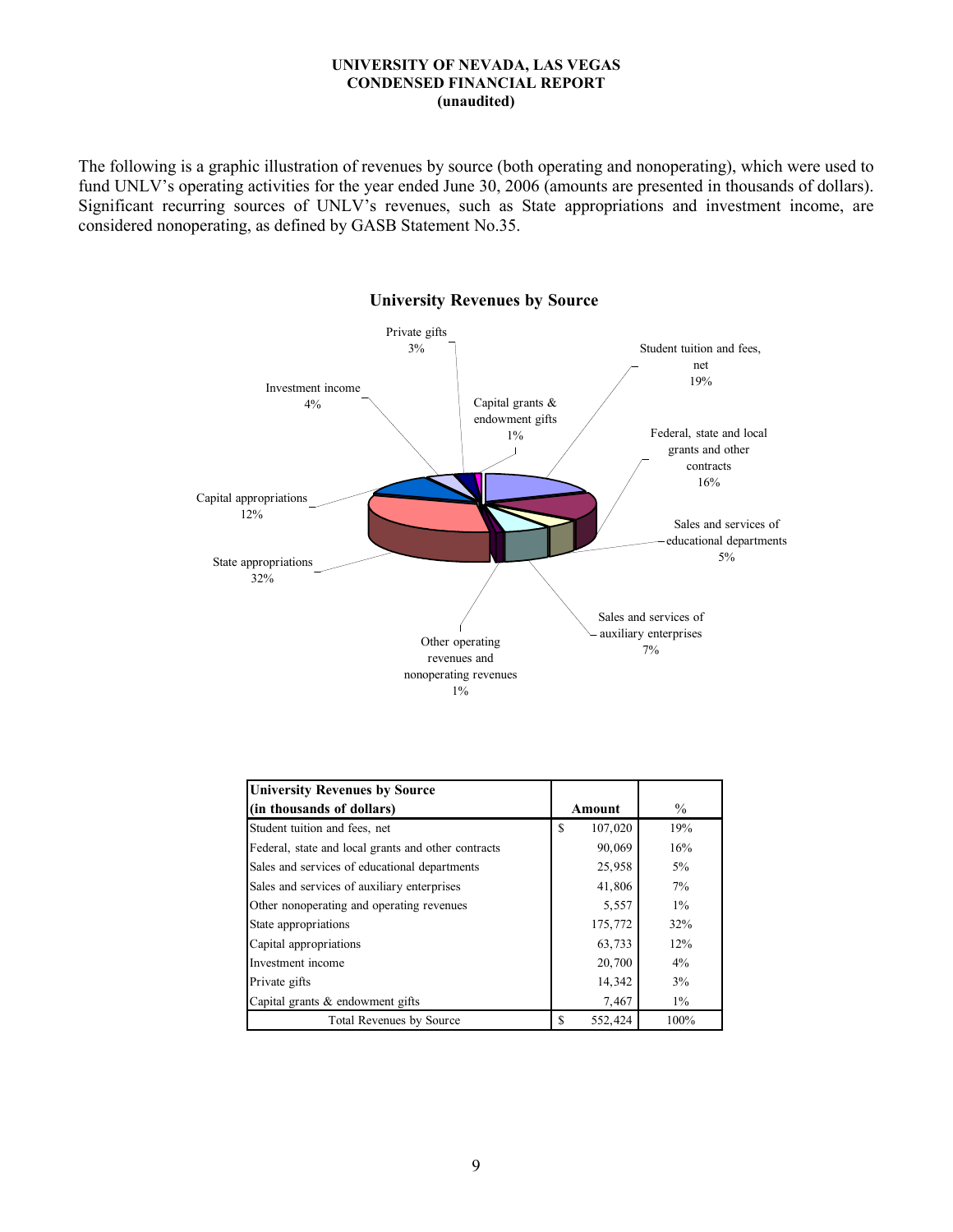**UNIVERSITY OF NEVADA, LAS VEGAS**
**CONDENSED FINANCIAL REPORT**
**(unaudited)**

The following is a graphic illustration of revenues by source (both operating and nonoperating), which were used to fund UNLV's operating activities for the year ended June 30, 2006 (amounts are presented in thousands of dollars). Significant recurring sources of UNLV's revenues, such as State appropriations and investment income, are considered nonoperating, as defined by GASB Statement No.35.

**University Revenues by Source**

Private gifts 3%

Investment income 4%

Capital grants & endowment gifts 1%

Student tuition and fees, net 19%

Federal, state and local grants and other contracts 16%

Capital appropriations 12%

Sales and services of educational departments 5%

State appropriations 32%

Sales and services of auxiliary enterprises 7%

Other operating revenues and nonoperating revenues 1%

| **University Revenues by Source (in thousands of dollars)** | **Amount** | **%** |
|---|---|---|
| Student tuition and fees, net | $ 107,020 | 19% |
| Federal, state and local grants and other contracts | 90,069 | 16% |
| Sales and services of educational departments | 25,958 | 5% |
| Sales and services of auxiliary enterprises | 41,806 | 7% |
| Other nonoperating and operating revenues | 5,557 | 1% |
| State appropriations | 175,772 | 32% |
| Capital appropriations | 63,733 | 12% |
| Investment income | 20,700 | 4% |
| Private gifts | 14,342 | 3% |
| Capital grants & endowment gifts | 7,467 | 1% |
| Total Revenues by Source | $ 552,424 | 100% |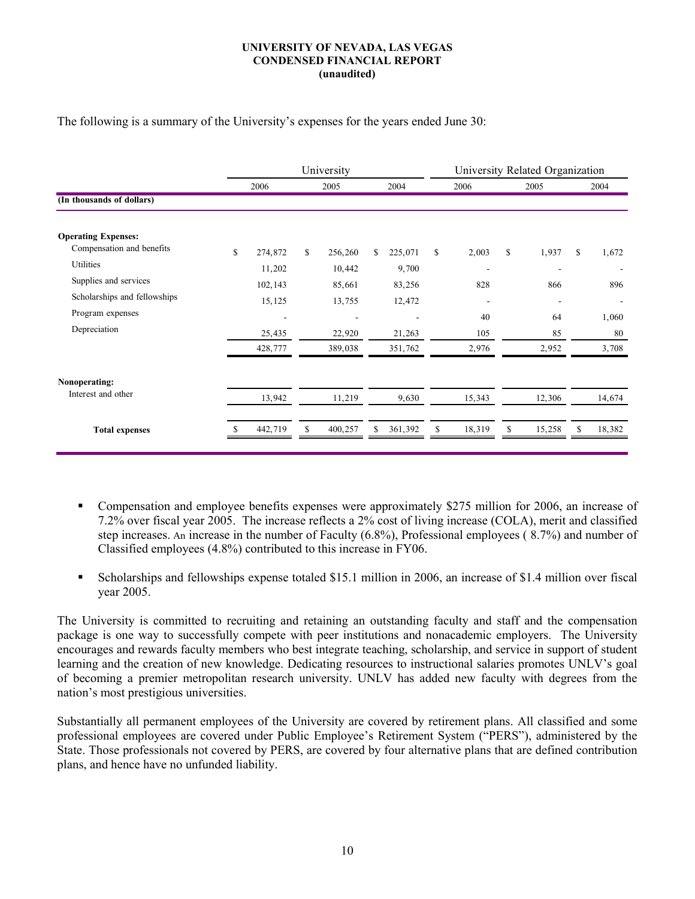**UNIVERSITY OF NEVADA, LAS VEGAS**
**CONDENSED FINANCIAL REPORT**
**(unaudited)**

The following is a summary of the University's expenses for the years ended June 30:

| | University | | | University Related Organization | | |
|---|---|---|---|---|---|---|
| | 2006 | 2005 | 2004 | 2006 | 2005 | 2004 |
| **(In thousands of dollars)** | | | | | | |
| **Operating Expenses:** | | | | | | |
| Compensation and benefits | $ 274,872 | $ 256,260 | $ 225,071 | $ 2,003 | $ 1,937 | $ 1,672 |
| Utilities | 11,202 | 10,442 | 9,700 | - | - | - |
| Supplies and services | 102,143 | 85,661 | 83,256 | 828 | 866 | 896 |
| Scholarships and fellowships | 15,125 | 13,755 | 12,472 | - | - | - |
| Program expenses | - | - | - | 40 | 64 | 1,060 |
| Depreciation | 25,435 | 22,920 | 21,263 | 105 | 85 | 80 |
| | 428,777 | 389,038 | 351,762 | 2,976 | 2,952 | 3,708 |
| **Nonoperating:** | | | | | | |
| Interest and other | 13,942 | 11,219 | 9,630 | 15,343 | 12,306 | 14,674 |
| **Total expenses** | $ 442,719 | $ 400,257 | $ 361,392 | $ 18,319 | $ 15,258 | $ 18,382 |

- Compensation and employee benefits expenses were approximately $275 million for 2006, an increase of 7.2% over fiscal year 2005. The increase reflects a 2% cost of living increase (COLA), merit and classified step increases. An increase in the number of Faculty (6.8%), Professional employees ( 8.7%) and number of Classified employees (4.8%) contributed to this increase in FY06.
- Scholarships and fellowships expense totaled $15.1 million in 2006, an increase of $1.4 million over fiscal year 2005.

The University is committed to recruiting and retaining an outstanding faculty and staff and the compensation package is one way to successfully compete with peer institutions and nonacademic employers. The University encourages and rewards faculty members who best integrate teaching, scholarship, and service in support of student learning and the creation of new knowledge. Dedicating resources to instructional salaries promotes UNLV's goal of becoming a premier metropolitan research university. UNLV has added new faculty with degrees from the nation's most prestigious universities.

Substantially all permanent employees of the University are covered by retirement plans. All classified and some professional employees are covered under Public Employee's Retirement System ("PERS"), administered by the State. Those professionals not covered by PERS, are covered by four alternative plans that are defined contribution plans, and hence have no unfunded liability.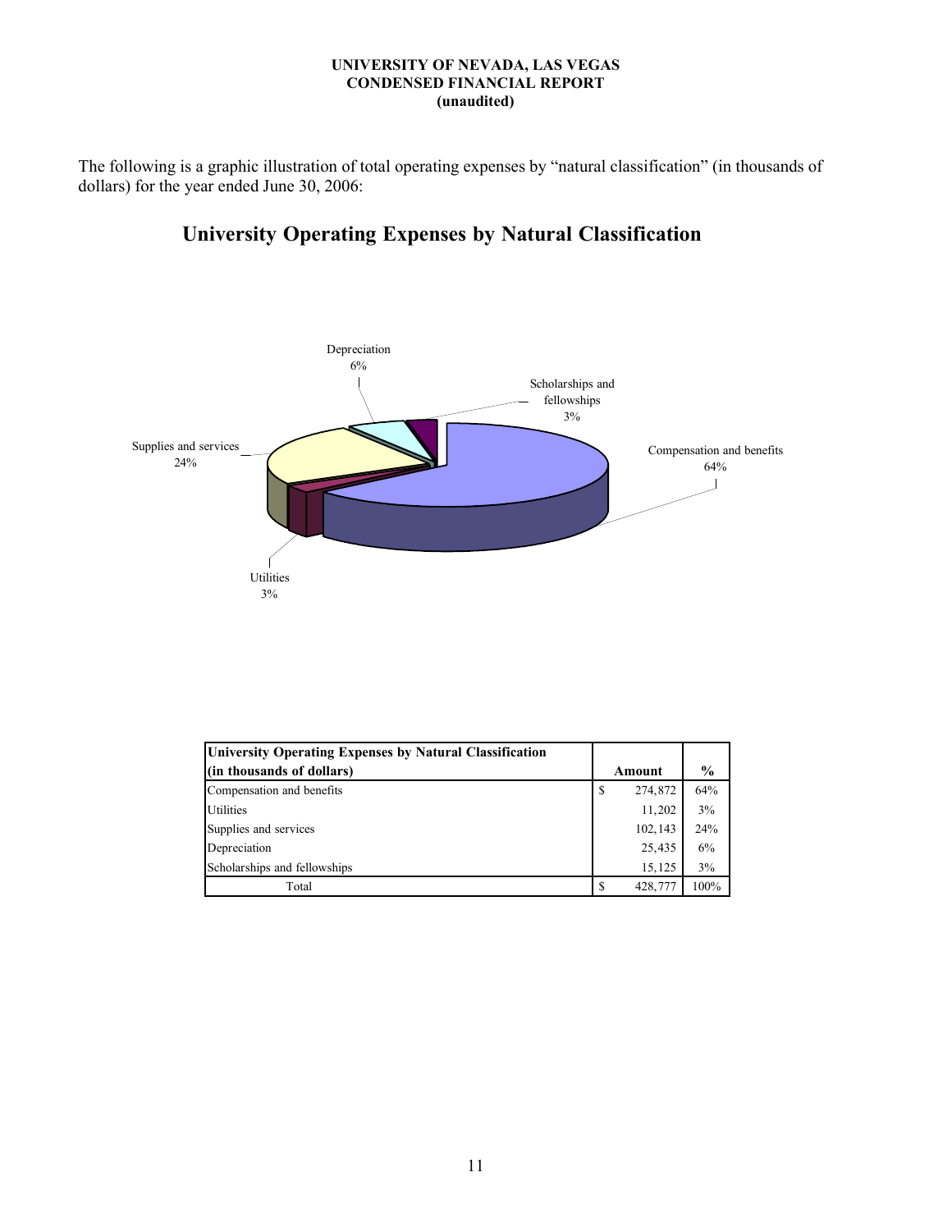UNIVERSITY OF NEVADA, LAS VEGAS
CONDENSED FINANCIAL REPORT
(unaudited)

The following is a graphic illustration of total operating expenses by "natural classification" (in thousands of dollars) for the year ended June 30, 2006:

## University Operating Expenses by Natural Classification

Depreciation
6%

Scholarships and fellowships
3%

Supplies and services
24%

Compensation and benefits
64%

Utilities
3%

| University Operating Expenses by Natural Classification (in thousands of dollars) | Amount | % |
|---|---|---|
| Compensation and benefits | $ 274,872 | 64% |
| Utilities | 11,202 | 3% |
| Supplies and services | 102,143 | 24% |
| Depreciation | 25,435 | 6% |
| Scholarships and fellowships | 15,125 | 3% |
| Total | $ 428,777 | 100% |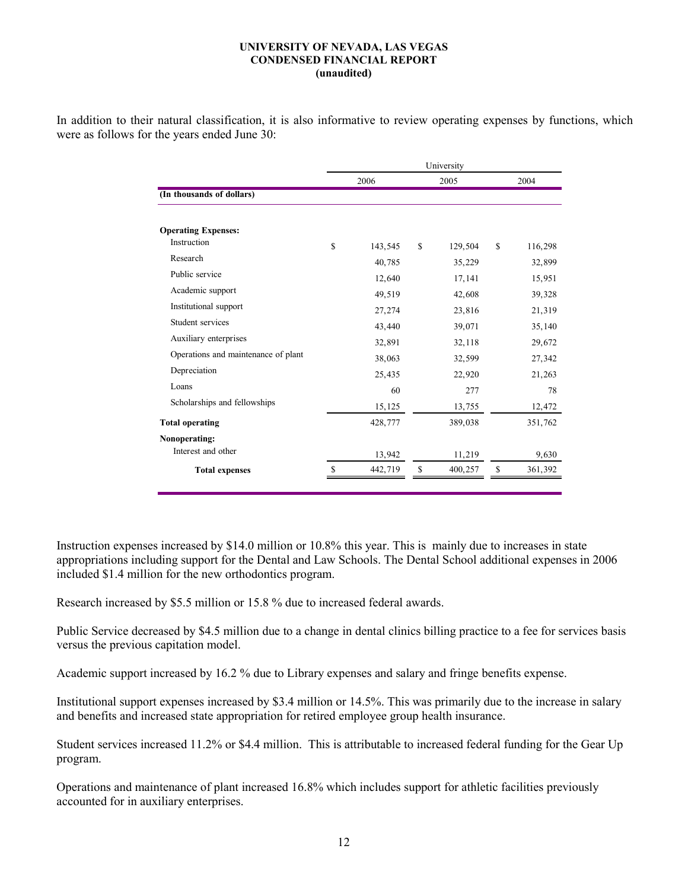**UNIVERSITY OF NEVADA, LAS VEGAS**
**CONDENSED FINANCIAL REPORT**
**(unaudited)**

In addition to their natural classification, it is also informative to review operating expenses by functions, which were as follows for the years ended June 30:

| | University | | |
|---|---|---|---|
| | 2006 | 2005 | 2004 |
| **(In thousands of dollars)** | | | |
| **Operating Expenses:** | | | |
| Instruction | $ 143,545 | $ 129,504 | $ 116,298 |
| Research | 40,785 | 35,229 | 32,899 |
| Public service | 12,640 | 17,141 | 15,951 |
| Academic support | 49,519 | 42,608 | 39,328 |
| Institutional support | 27,274 | 23,816 | 21,319 |
| Student services | 43,440 | 39,071 | 35,140 |
| Auxiliary enterprises | 32,891 | 32,118 | 29,672 |
| Operations and maintenance of plant | 38,063 | 32,599 | 27,342 |
| Depreciation | 25,435 | 22,920 | 21,263 |
| Loans | 60 | 277 | 78 |
| Scholarships and fellowships | 15,125 | 13,755 | 12,472 |
| **Total operating** | 428,777 | 389,038 | 351,762 |
| **Nonoperating:** | | | |
| Interest and other | 13,942 | 11,219 | 9,630 |
| **Total expenses** | $ 442,719 | $ 400,257 | $ 361,392 |

Instruction expenses increased by $14.0 million or 10.8% this year. This is mainly due to increases in state appropriations including support for the Dental and Law Schools. The Dental School additional expenses in 2006 included $1.4 million for the new orthodontics program.

Research increased by $5.5 million or 15.8 % due to increased federal awards.

Public Service decreased by $4.5 million due to a change in dental clinics billing practice to a fee for services basis versus the previous capitation model.

Academic support increased by 16.2 % due to Library expenses and salary and fringe benefits expense.

Institutional support expenses increased by $3.4 million or 14.5%. This was primarily due to the increase in salary and benefits and increased state appropriation for retired employee group health insurance.

Student services increased 11.2% or $4.4 million. This is attributable to increased federal funding for the Gear Up program.

Operations and maintenance of plant increased 16.8% which includes support for athletic facilities previously accounted for in auxiliary enterprises.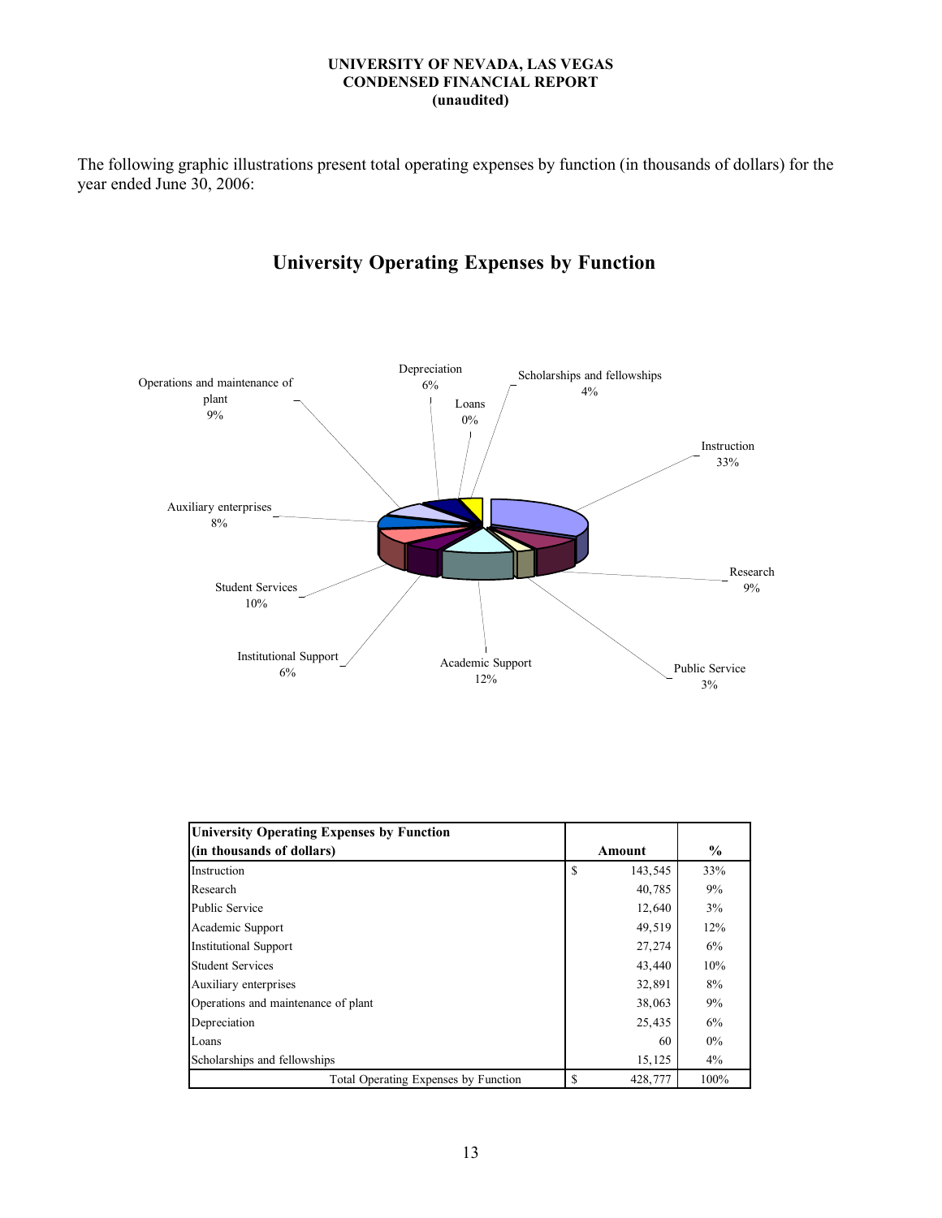**UNIVERSITY OF NEVADA, LAS VEGAS**
**CONDENSED FINANCIAL REPORT**
**(unaudited)**

The following graphic illustrations present total operating expenses by function (in thousands of dollars) for the year ended June 30, 2006:

## University Operating Expenses by Function

| University Operating Expenses by Function (in thousands of dollars) | Amount | % |
|---|---|---|
| Instruction | $ 143,545 | 33% |
| Research | 40,785 | 9% |
| Public Service | 12,640 | 3% |
| Academic Support | 49,519 | 12% |
| Institutional Support | 27,274 | 6% |
| Student Services | 43,440 | 10% |
| Auxiliary enterprises | 32,891 | 8% |
| Operations and maintenance of plant | 38,063 | 9% |
| Depreciation | 25,435 | 6% |
| Loans | 60 | 0% |
| Scholarships and fellowships | 15,125 | 4% |
| Total Operating Expenses by Function | $ 428,777 | 100% |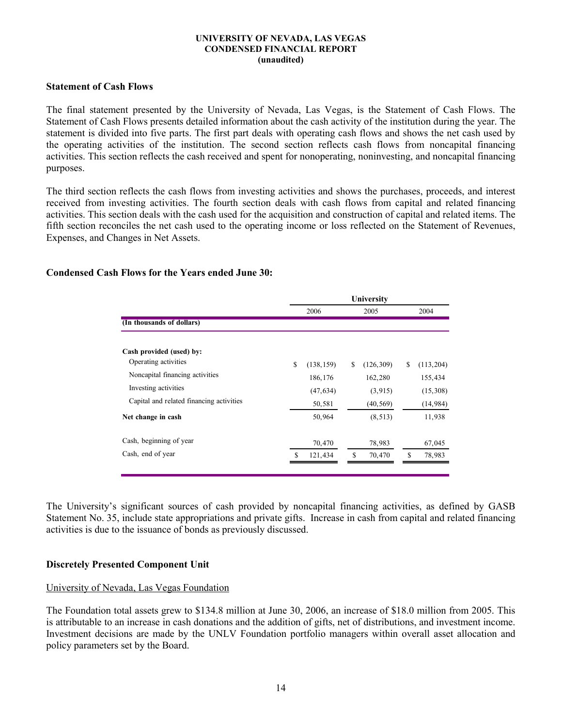## Statement of Cash Flows

The final statement presented by the University of Nevada, Las Vegas, is the Statement of Cash Flows. The Statement of Cash Flows presents detailed information about the cash activity of the institution during the year. The statement is divided into five parts. The first part deals with operating cash flows and shows the net cash used by the operating activities of the institution. The second section reflects cash flows from noncapital financing activities. This section reflects the cash received and spent for nonoperating, noninvesting, and noncapital financing purposes.

The third section reflects the cash flows from investing activities and shows the purchases, proceeds, and interest received from investing activities. The fourth section deals with cash flows from capital and related financing activities. This section deals with the cash used for the acquisition and construction of capital and related items. The fifth section reconciles the net cash used to the operating income or loss reflected on the Statement of Revenues, Expenses, and Changes in Net Assets.

## Condensed Cash Flows for the Years ended June 30:

| | University | | |
|---|---|---|---|
| | 2006 | 2005 | 2004 |
| **(In thousands of dollars)** | | | |
| **Cash provided (used) by:** | | | |
| Operating activities | $ (138,159) | $ (126,309) | $ (113,204) |
| Noncapital financing activities | 186,176 | 162,280 | 155,434 |
| Investing activities | (47,634) | (3,915) | (15,308) |
| Capital and related financing activities | 50,581 | (40,569) | (14,984) |
| **Net change in cash** | 50,964 | (8,513) | 11,938 |
| Cash, beginning of year | 70,470 | 78,983 | 67,045 |
| Cash, end of year | $ 121,434 | $ 70,470 | $ 78,983 |

The University's significant sources of cash provided by noncapital financing activities, as defined by GASB Statement No. 35, include state appropriations and private gifts. Increase in cash from capital and related financing activities is due to the issuance of bonds as previously discussed.

## Discretely Presented Component Unit

University of Nevada, Las Vegas Foundation

The Foundation total assets grew to $134.8 million at June 30, 2006, an increase of $18.0 million from 2005. This is attributable to an increase in cash donations and the addition of gifts, net of distributions, and investment income. Investment decisions are made by the UNLV Foundation portfolio managers within overall asset allocation and policy parameters set by the Board.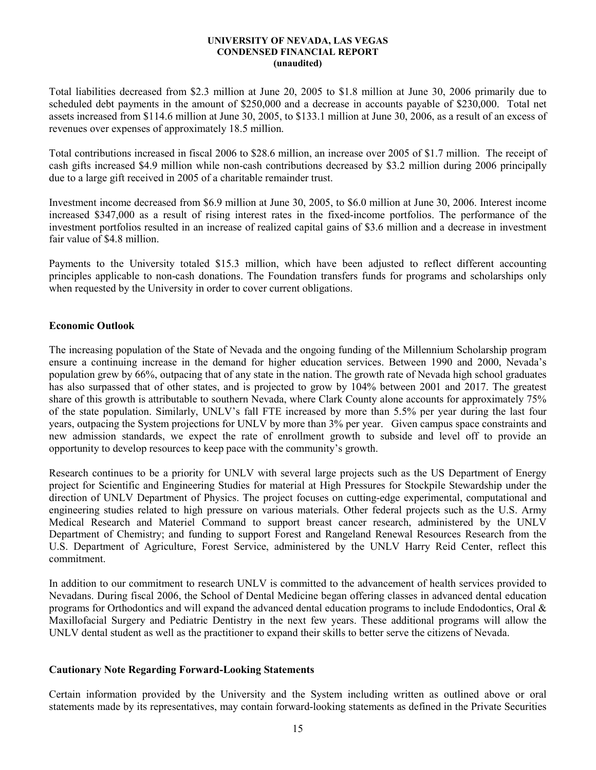Total liabilities decreased from \$2.3 million at June 20, 2005 to \$1.8 million at June 30, 2006 primarily due to scheduled debt payments in the amount of \$250,000 and a decrease in accounts payable of \$230,000. Total net assets increased from \$114.6 million at June 30, 2005, to \$133.1 million at June 30, 2006, as a result of an excess of revenues over expenses of approximately 18.5 million.

Total contributions increased in fiscal 2006 to \$28.6 million, an increase over 2005 of \$1.7 million. The receipt of cash gifts increased \$4.9 million while non-cash contributions decreased by \$3.2 million during 2006 principally due to a large gift received in 2005 of a charitable remainder trust.

Investment income decreased from \$6.9 million at June 30, 2005, to \$6.0 million at June 30, 2006. Interest income increased \$347,000 as a result of rising interest rates in the fixed-income portfolios. The performance of the investment portfolios resulted in an increase of realized capital gains of \$3.6 million and a decrease in investment fair value of \$4.8 million.

Payments to the University totaled \$15.3 million, which have been adjusted to reflect different accounting principles applicable to non-cash donations. The Foundation transfers funds for programs and scholarships only when requested by the University in order to cover current obligations.

## Economic Outlook

The increasing population of the State of Nevada and the ongoing funding of the Millennium Scholarship program ensure a continuing increase in the demand for higher education services. Between 1990 and 2000, Nevada's population grew by 66%, outpacing that of any state in the nation. The growth rate of Nevada high school graduates has also surpassed that of other states, and is projected to grow by 104% between 2001 and 2017. The greatest share of this growth is attributable to southern Nevada, where Clark County alone accounts for approximately 75% of the state population. Similarly, UNLV's fall FTE increased by more than 5.5% per year during the last four years, outpacing the System projections for UNLV by more than 3% per year. Given campus space constraints and new admission standards, we expect the rate of enrollment growth to subside and level off to provide an opportunity to develop resources to keep pace with the community's growth.

Research continues to be a priority for UNLV with several large projects such as the US Department of Energy project for Scientific and Engineering Studies for material at High Pressures for Stockpile Stewardship under the direction of UNLV Department of Physics. The project focuses on cutting-edge experimental, computational and engineering studies related to high pressure on various materials. Other federal projects such as the U.S. Army Medical Research and Materiel Command to support breast cancer research, administered by the UNLV Department of Chemistry; and funding to support Forest and Rangeland Renewal Resources Research from the U.S. Department of Agriculture, Forest Service, administered by the UNLV Harry Reid Center, reflect this commitment.

In addition to our commitment to research UNLV is committed to the advancement of health services provided to Nevadans. During fiscal 2006, the School of Dental Medicine began offering classes in advanced dental education programs for Orthodontics and will expand the advanced dental education programs to include Endodontics, Oral & Maxillofacial Surgery and Pediatric Dentistry in the next few years. These additional programs will allow the UNLV dental student as well as the practitioner to expand their skills to better serve the citizens of Nevada.

## Cautionary Note Regarding Forward-Looking Statements

Certain information provided by the University and the System including written as outlined above or oral statements made by its representatives, may contain forward-looking statements as defined in the Private Securities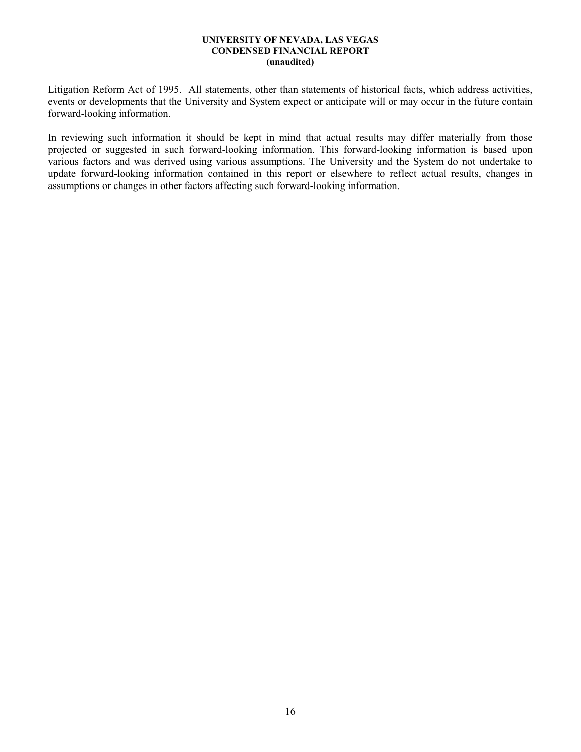Litigation Reform Act of 1995. All statements, other than statements of historical facts, which address activities, events or developments that the University and System expect or anticipate will or may occur in the future contain forward-looking information.

In reviewing such information it should be kept in mind that actual results may differ materially from those projected or suggested in such forward-looking information. This forward-looking information is based upon various factors and was derived using various assumptions. The University and the System do not undertake to update forward-looking information contained in this report or elsewhere to reflect actual results, changes in assumptions or changes in other factors affecting such forward-looking information.